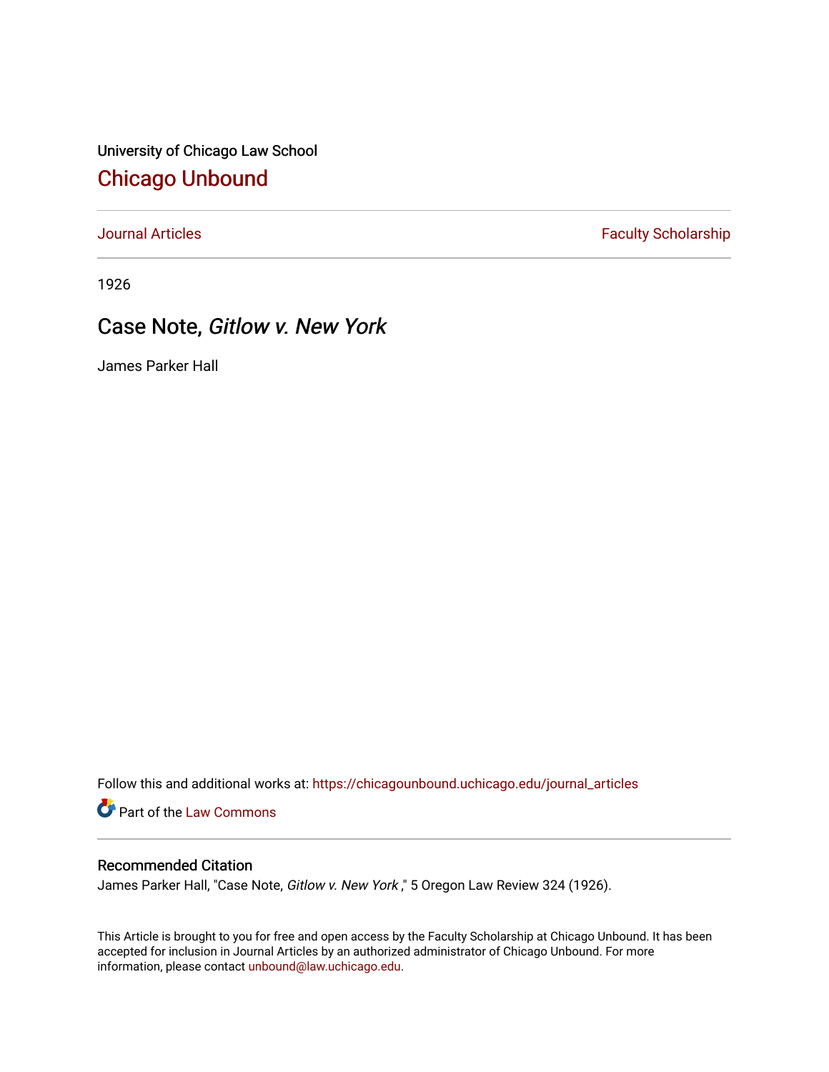University of Chicago Law School

# Chicago Unbound

Journal Articles | Faculty Scholarship

1926

## Case Note, *Gitlow v. New York*

James Parker Hall

Follow this and additional works at: https://chicagounbound.uchicago.edu/journal_articles

Part of the Law Commons

### Recommended Citation

James Parker Hall, "Case Note, *Gitlow v. New York* ," 5 Oregon Law Review 324 (1926).

This Article is brought to you for free and open access by the Faculty Scholarship at Chicago Unbound. It has been accepted for inclusion in Journal Articles by an authorized administrator of Chicago Unbound. For more information, please contact unbound@law.uchicago.edu.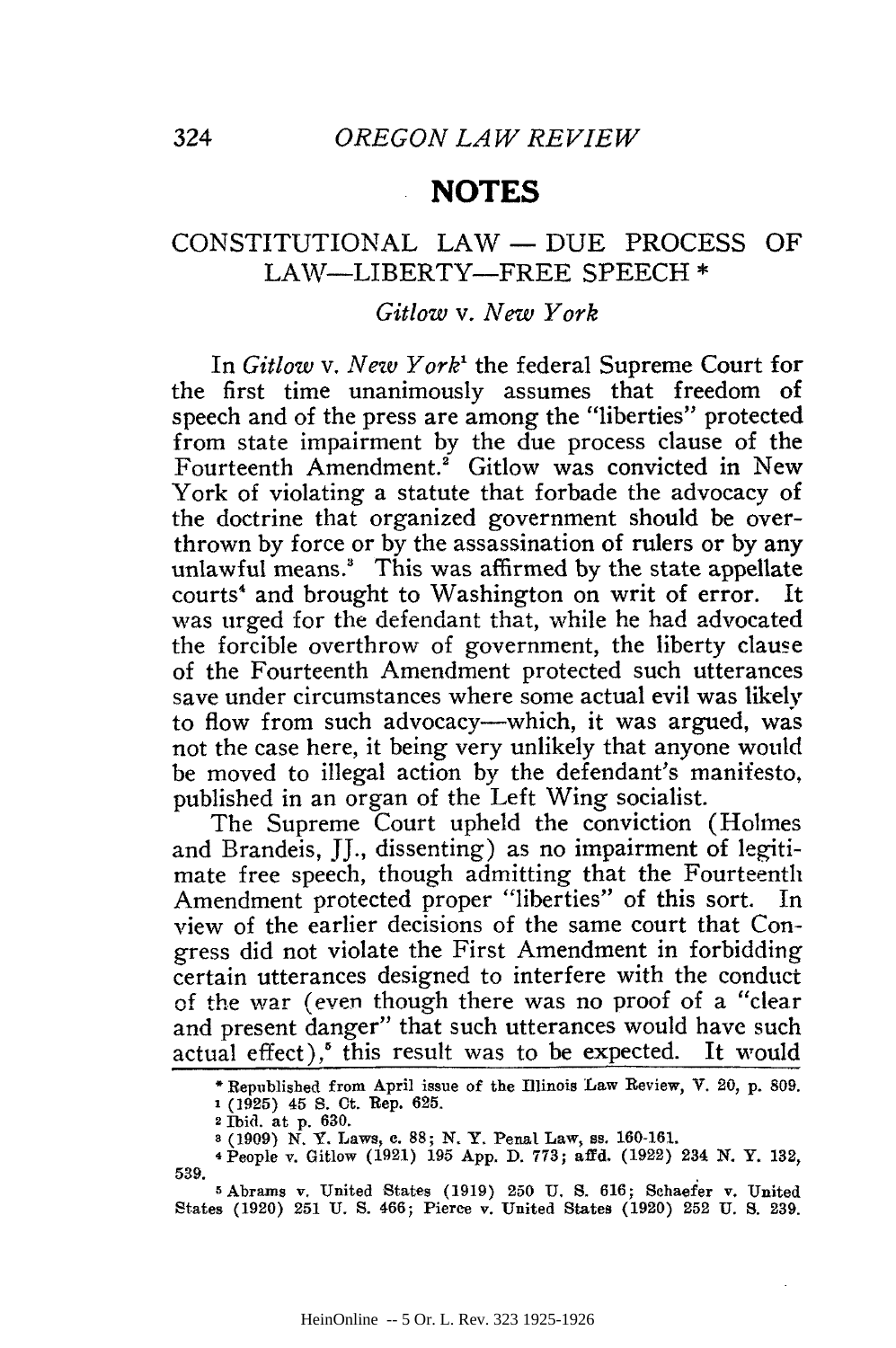## NOTES

### CONSTITUTIONAL LAW — DUE PROCESS OF LAW—LIBERTY—FREE SPEECH *

*Gitlow* v. *New York*

In *Gitlow* v. *New York*[1] the federal Supreme Court for the first time unanimously assumes that freedom of speech and of the press are among the "liberties" protected from state impairment by the due process clause of the Fourteenth Amendment.[2] Gitlow was convicted in New York of violating a statute that forbade the advocacy of the doctrine that organized government should be overthrown by force or by the assassination of rulers or by any unlawful means.[3] This was affirmed by the state appellate courts[4] and brought to Washington on writ of error. It was urged for the defendant that, while he had advocated the forcible overthrow of government, the liberty clause of the Fourteenth Amendment protected such utterances save under circumstances where some actual evil was likely to flow from such advocacy—which, it was argued, was not the case here, it being very unlikely that anyone would be moved to illegal action by the defendant's manifesto, published in an organ of the Left Wing socialist.

The Supreme Court upheld the conviction (Holmes and Brandeis, JJ., dissenting) as no impairment of legitimate free speech, though admitting that the Fourteenth Amendment protected proper "liberties" of this sort. In view of the earlier decisions of the same court that Congress did not violate the First Amendment in forbidding certain utterances designed to interfere with the conduct of the war (even though there was no proof of a "clear and present danger" that such utterances would have such actual effect),[5] this result was to be expected. It would

---

\* Republished from April issue of the Illinois Law Review, V. 20, p. 809.

1 (1925) 45 S. Ct. Rep. 625.

2 Ibid. at p. 630.

3 (1909) N. Y. Laws, c. 88; N. Y. Penal Law, ss. 160-161.

4 People v. Gitlow (1921) 195 App. D. 773; affd. (1922) 234 N. Y. 132, 539.

5 Abrams v. United States (1919) 250 U. S. 616; Schaefer v. United States (1920) 251 U. S. 466; Pierce v. United States (1920) 252 U. S. 239.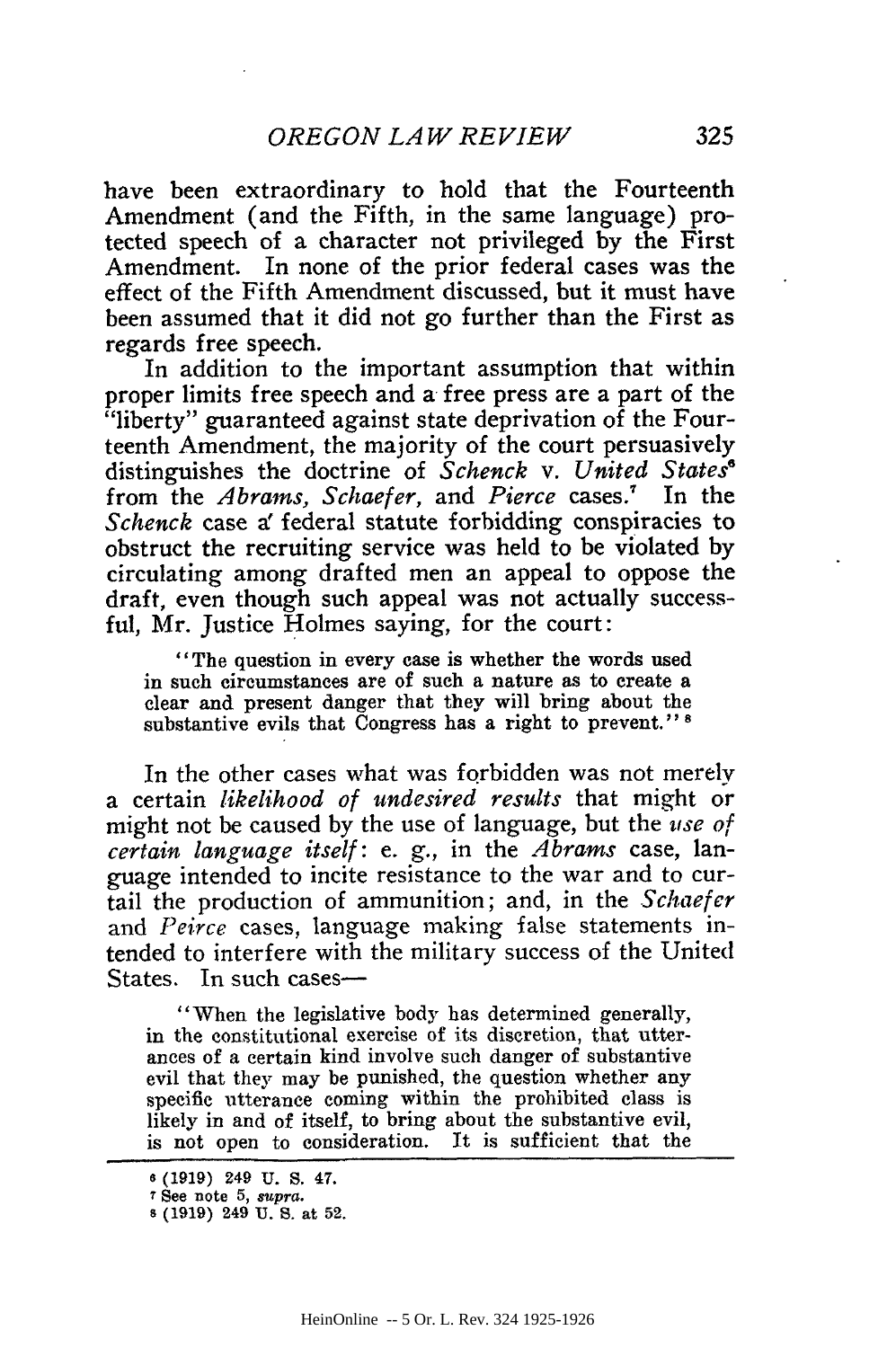have been extraordinary to hold that the Fourteenth Amendment (and the Fifth, in the same language) protected speech of a character not privileged by the First Amendment. In none of the prior federal cases was the effect of the Fifth Amendment discussed, but it must have been assumed that it did not go further than the First as regards free speech.

In addition to the important assumption that within proper limits free speech and a free press are a part of the "liberty" guaranteed against state deprivation of the Fourteenth Amendment, the majority of the court persuasively distinguishes the doctrine of *Schenck* v. *United States*[6] from the *Abrams, Schaefer*, and *Pierce* cases.[7] In the *Schenck* case a federal statute forbidding conspiracies to obstruct the recruiting service was held to be violated by circulating among drafted men an appeal to oppose the draft, even though such appeal was not actually successful, Mr. Justice Holmes saying, for the court:

> "The question in every case is whether the words used in such circumstances are of such a nature as to create a clear and present danger that they will bring about the substantive evils that Congress has a right to prevent."[8]

In the other cases what was forbidden was not merely a certain *likelihood of undesired results* that might or might not be caused by the use of language, but the *use of certain language itself*: e. g., in the *Abrams* case, language intended to incite resistance to the war and to curtail the production of ammunition; and, in the *Schaefer* and *Peirce* cases, language making false statements intended to interfere with the military success of the United States. In such cases—

> "When the legislative body has determined generally, in the constitutional exercise of its discretion, that utterances of a certain kind involve such danger of substantive evil that they may be punished, the question whether any specific utterance coming within the prohibited class is likely in and of itself, to bring about the substantive evil, is not open to consideration. It is sufficient that the

---

[6] (1919) 249 U. S. 47.

[7] See note 5, *supra*.

[8] (1919) 249 U. S. at 52.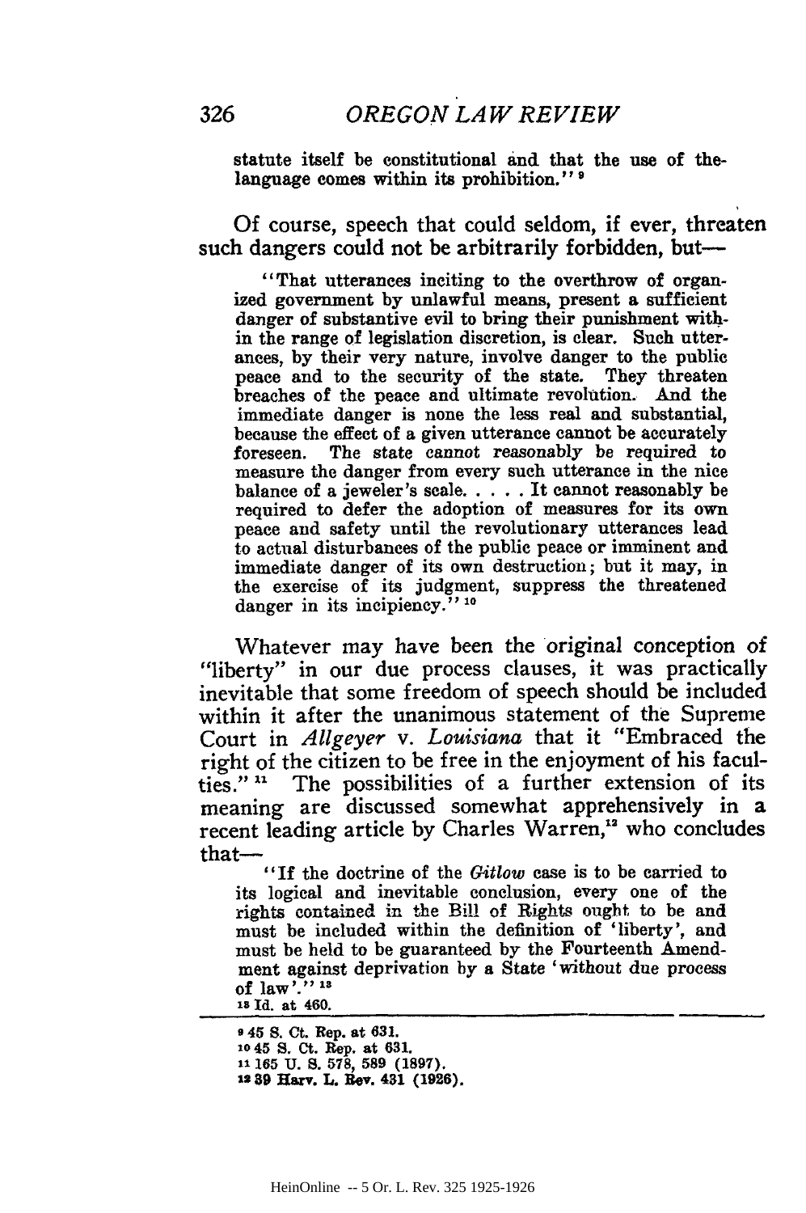statute itself be constitutional and that the use of the language comes within its prohibition."[9]

Of course, speech that could seldom, if ever, threaten such dangers could not be arbitrarily forbidden, but—

> "That utterances inciting to the overthrow of organized government by unlawful means, present a sufficient danger of substantive evil to bring their punishment within the range of legislation discretion, is clear. Such utterances, by their very nature, involve danger to the public peace and to the security of the state. They threaten breaches of the peace and ultimate revolution. And the immediate danger is none the less real and substantial, because the effect of a given utterance cannot be accurately foreseen. The state cannot reasonably be required to measure the danger from every such utterance in the nice balance of a jeweler's scale. . . . . It cannot reasonably be required to defer the adoption of measures for its own peace and safety until the revolutionary utterances lead to actual disturbances of the public peace or imminent and immediate danger of its own destruction; but it may, in the exercise of its judgment, suppress the threatened danger in its incipiency."[10]

Whatever may have been the original conception of "liberty" in our due process clauses, it was practically inevitable that some freedom of speech should be included within it after the unanimous statement of the Supreme Court in *Allgeyer* v. *Louisiana* that it "Embraced the right of the citizen to be free in the enjoyment of his faculties."[11] The possibilities of a further extension of its meaning are discussed somewhat apprehensively in a recent leading article by Charles Warren,[12] who concludes that—

> "If the doctrine of the *Gitlow* case is to be carried to its logical and inevitable conclusion, every one of the rights contained in the Bill of Rights ought to be and must be included within the definition of 'liberty', and must be held to be guaranteed by the Fourteenth Amendment against deprivation by a State 'without due process of law'."[13]

[13] Id. at 460.

---

[9] 45 S. Ct. Rep. at 631.

[10] 45 S. Ct. Rep. at 631.

[11] 165 U. S. 578, 589 (1897).

[12] 39 Harv. L. Rev. 431 (1926).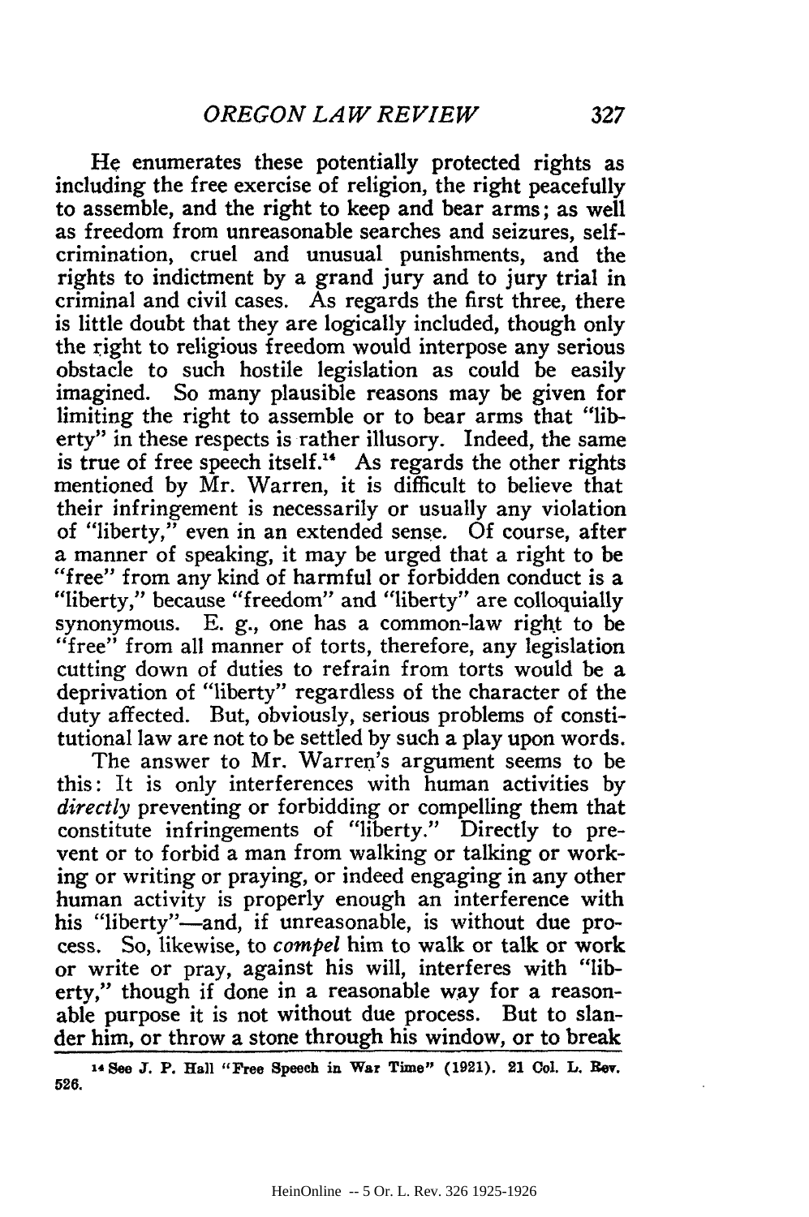He enumerates these potentially protected rights as including the free exercise of religion, the right peacefully to assemble, and the right to keep and bear arms; as well as freedom from unreasonable searches and seizures, self-crimination, cruel and unusual punishments, and the rights to indictment by a grand jury and to jury trial in criminal and civil cases. As regards the first three, there is little doubt that they are logically included, though only the right to religious freedom would interpose any serious obstacle to such hostile legislation as could be easily imagined. So many plausible reasons may be given for limiting the right to assemble or to bear arms that "liberty" in these respects is rather illusory. Indeed, the same is true of free speech itself.[14] As regards the other rights mentioned by Mr. Warren, it is difficult to believe that their infringement is necessarily or usually any violation of "liberty," even in an extended sense. Of course, after a manner of speaking, it may be urged that a right to be "free" from any kind of harmful or forbidden conduct is a "liberty," because "freedom" and "liberty" are colloquially synonymous. E. g., one has a common-law right to be "free" from all manner of torts, therefore, any legislation cutting down of duties to refrain from torts would be a deprivation of "liberty" regardless of the character of the duty affected. But, obviously, serious problems of constitutional law are not to be settled by such a play upon words.

The answer to Mr. Warren's argument seems to be this: It is only interferences with human activities by *directly* preventing or forbidding or compelling them that constitute infringements of "liberty." Directly to prevent or to forbid a man from walking or talking or working or writing or praying, or indeed engaging in any other human activity is properly enough an interference with his "liberty"—and, if unreasonable, is without due process. So, likewise, to *compel* him to walk or talk or work or write or pray, against his will, interferes with "liberty," though if done in a reasonable way for a reasonable purpose it is not without due process. But to slander him, or throw a stone through his window, or to break

[14] See J. P. Hall "Free Speech in War Time" (1921). 21 Col. L. Rev. 526.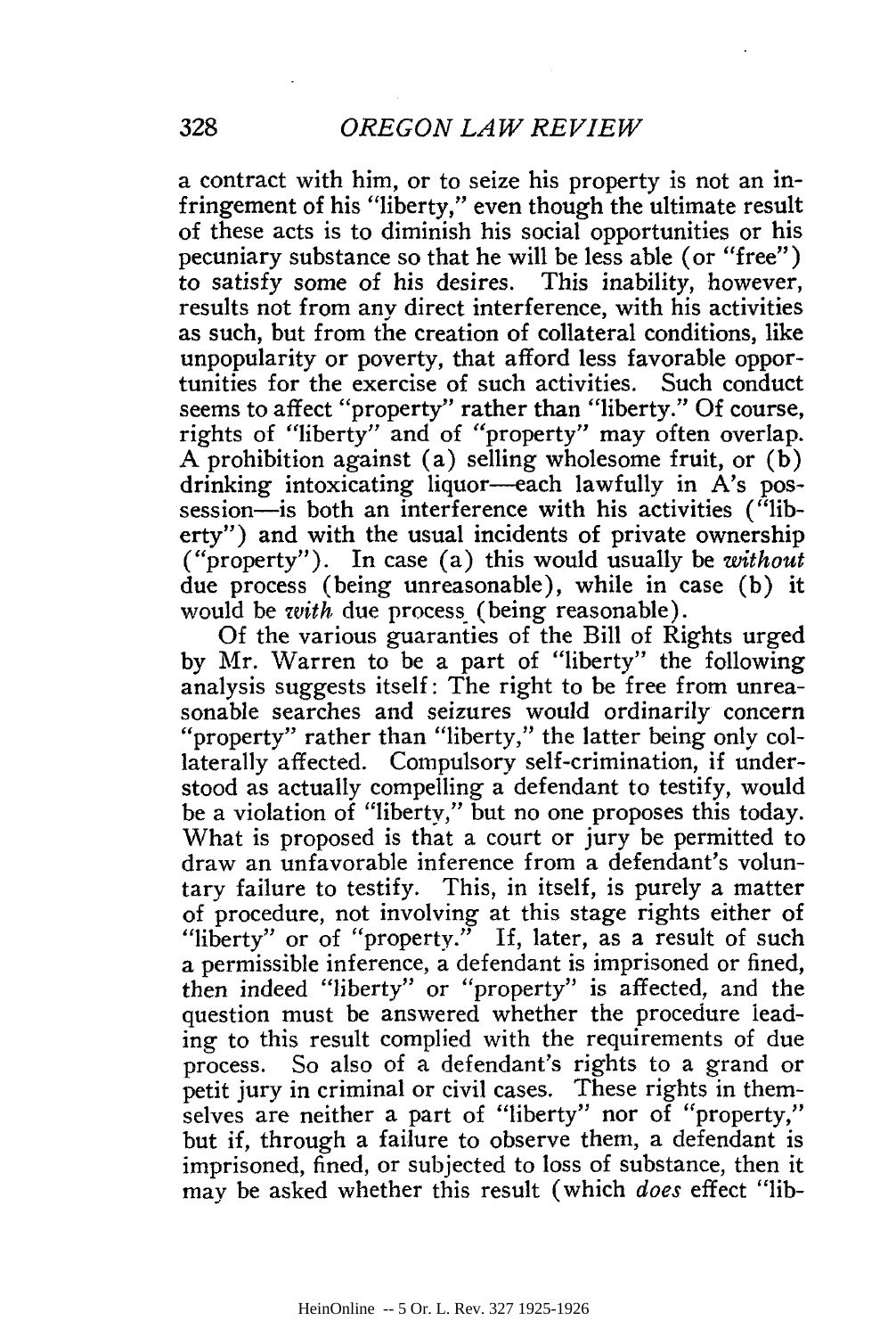a contract with him, or to seize his property is not an infringement of his "liberty," even though the ultimate result of these acts is to diminish his social opportunities or his pecuniary substance so that he will be less able (or "free") to satisfy some of his desires. This inability, however, results not from any direct interference, with his activities as such, but from the creation of collateral conditions, like unpopularity or poverty, that afford less favorable opportunities for the exercise of such activities. Such conduct seems to affect "property" rather than "liberty." Of course, rights of "liberty" and of "property" may often overlap. A prohibition against (a) selling wholesome fruit, or (b) drinking intoxicating liquor—each lawfully in A's possession—is both an interference with his activities ("liberty") and with the usual incidents of private ownership ("property"). In case (a) this would usually be *without* due process (being unreasonable), while in case (b) it would be *with* due process (being reasonable).

Of the various guaranties of the Bill of Rights urged by Mr. Warren to be a part of "liberty" the following analysis suggests itself: The right to be free from unreasonable searches and seizures would ordinarily concern "property" rather than "liberty," the latter being only collaterally affected. Compulsory self-crimination, if understood as actually compelling a defendant to testify, would be a violation of "liberty," but no one proposes this today. What is proposed is that a court or jury be permitted to draw an unfavorable inference from a defendant's voluntary failure to testify. This, in itself, is purely a matter of procedure, not involving at this stage rights either of "liberty" or of "property." If, later, as a result of such a permissible inference, a defendant is imprisoned or fined, then indeed "liberty" or "property" is affected, and the question must be answered whether the procedure leading to this result complied with the requirements of due process. So also of a defendant's rights to a grand or petit jury in criminal or civil cases. These rights in themselves are neither a part of "liberty" nor of "property," but if, through a failure to observe them, a defendant is imprisoned, fined, or subjected to loss of substance, then it may be asked whether this result (which *does* effect "lib-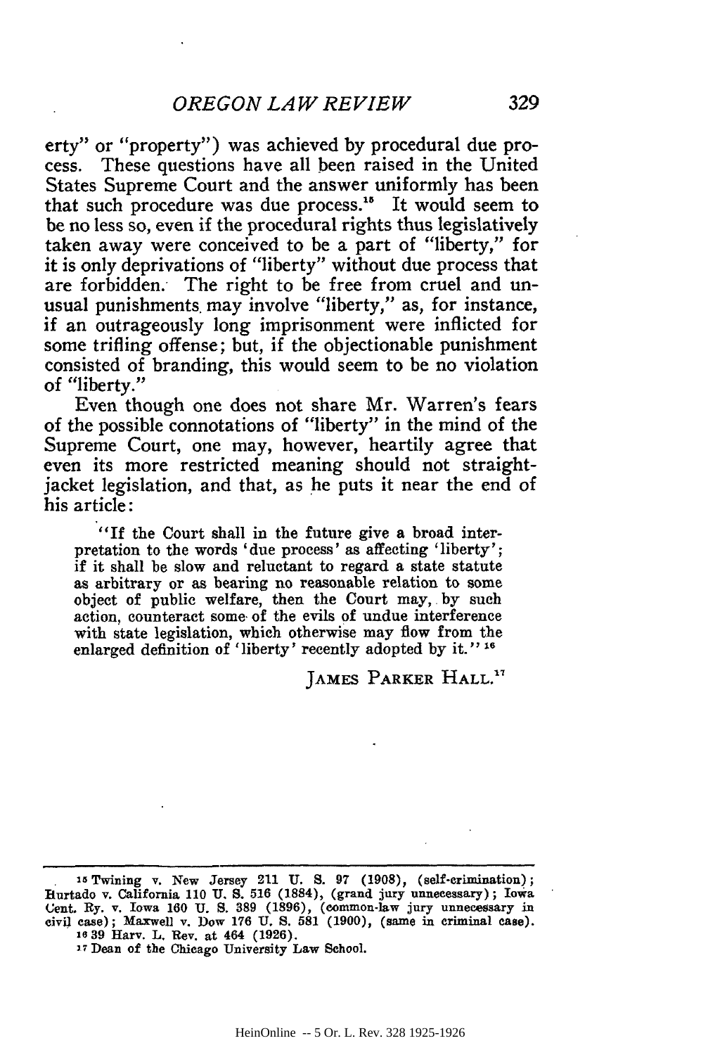erty" or "property") was achieved by procedural due process. These questions have all been raised in the United States Supreme Court and the answer uniformly has been that such procedure was due process.[15] It would seem to be no less so, even if the procedural rights thus legislatively taken away were conceived to be a part of "liberty," for it is only deprivations of "liberty" without due process that are forbidden. The right to be free from cruel and unusual punishments may involve "liberty," as, for instance, if an outrageously long imprisonment were inflicted for some trifling offense; but, if the objectionable punishment consisted of branding, this would seem to be no violation of "liberty."

Even though one does not share Mr. Warren's fears of the possible connotations of "liberty" in the mind of the Supreme Court, one may, however, heartily agree that even its more restricted meaning should not straight-jacket legislation, and that, as he puts it near the end of his article:

> "If the Court shall in the future give a broad interpretation to the words 'due process' as affecting 'liberty'; if it shall be slow and reluctant to regard a state statute as arbitrary or as bearing no reasonable relation to some object of public welfare, then the Court may, by such action, counteract some of the evils of undue interference with state legislation, which otherwise may flow from the enlarged definition of 'liberty' recently adopted by it."[16]

JAMES PARKER HALL.[17]

---

[15] Twining v. New Jersey 211 U. S. 97 (1908), (self-crimination); Hurtado v. California 110 U. S. 516 (1884), (grand jury unnecessary); Iowa Cent. Ry. v. Iowa 160 U. S. 389 (1896), (common-law jury unnecessary in civil case); Maxwell v. Dow 176 U. S. 581 (1900), (same in criminal case).

[16] 39 Harv. L. Rev. at 464 (1926).

[17] Dean of the Chicago University Law School.